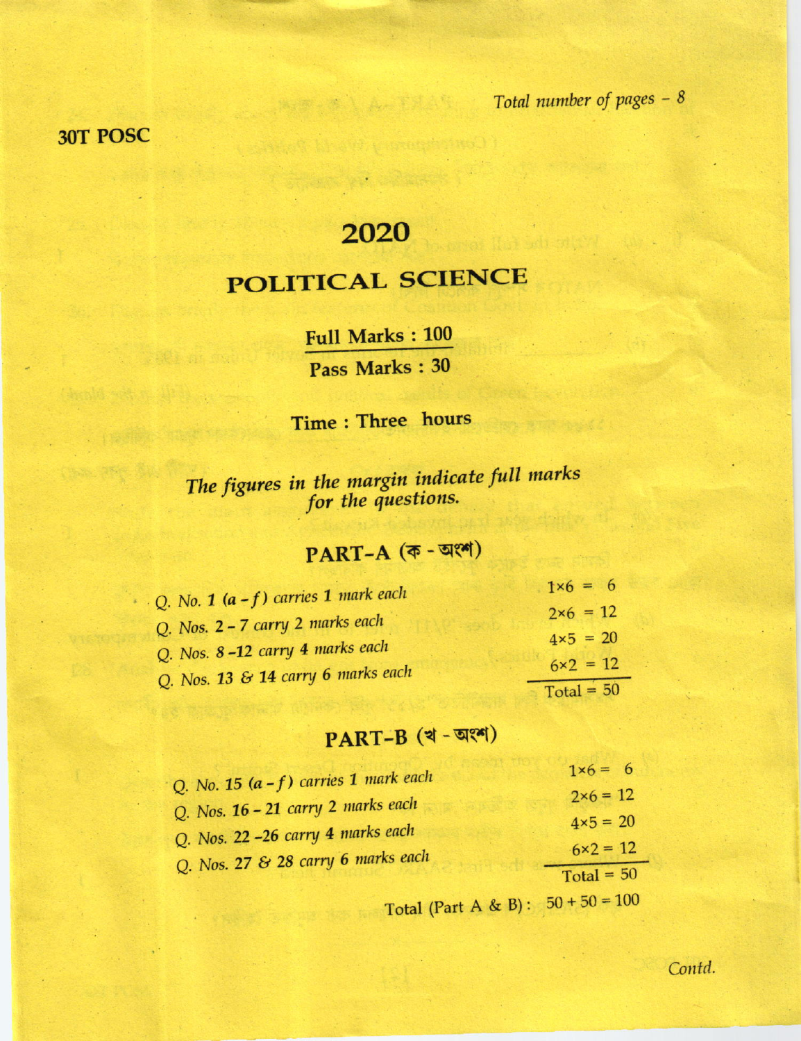**30T POSC**

Total number of pages – 8

# 2020

# POLITICAL SCIENCE

**Full Marks : 100**

**Pass Marks : 30**

**Time : Three hours**

*The figures in the margin indicate full marks for the questions.*

## PART–A (ক - অংশ)

| | |
|---|---|
| Q. No. 1 (a – f) carries 1 mark each | 1×6 = 6 |
| Q. Nos. 2 – 7 carry 2 marks each | 2×6 = 12 |
| Q. Nos. 8 –12 carry 4 marks each | 4×5 = 20 |
| Q. Nos. 13 & 14 carry 6 marks each | 6×2 = 12 |
| | Total = 50 |

## PART–B (খ - অংশ)

| | |
|---|---|
| Q. No. 15 (a – f) carries 1 mark each | 1×6 = 6 |
| Q. Nos. 16 – 21 carry 2 marks each | 2×6 = 12 |
| Q. Nos. 22 –26 carry 4 marks each | 4×5 = 20 |
| Q. Nos. 27 & 28 carry 6 marks each | 6×2 = 12 |
| | Total = 50 |

Total (Part A & B) : 50 + 50 = 100

*Contd.*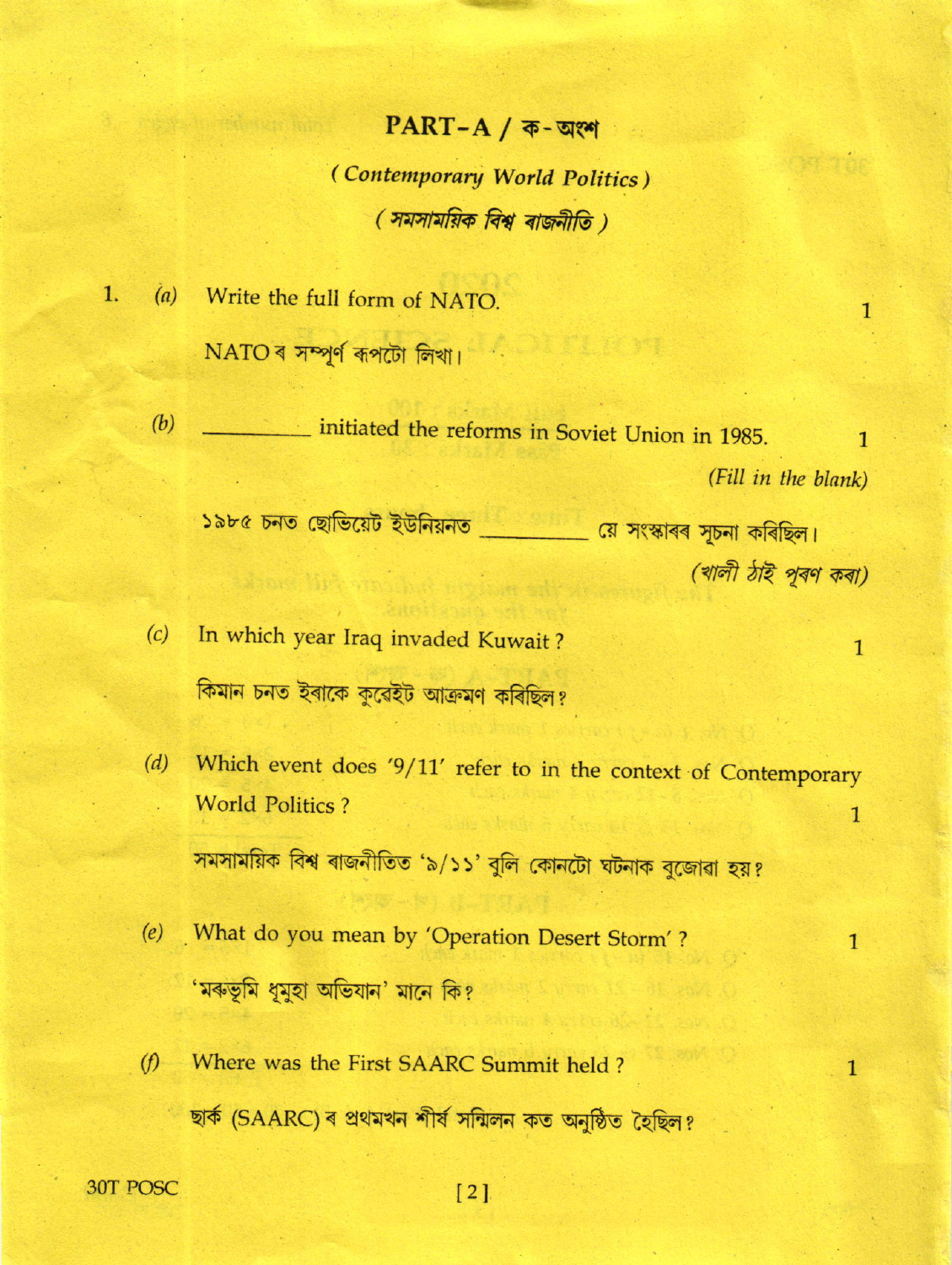## PART-A / ক-অংশ

*( Contemporary World Politics )*

*( সমসাময়িক বিশ্ব ৰাজনীতি )*

1. (a) Write the full form of NATO. 1

NATOৰ সম্পূৰ্ণ ৰূপটো লিখা।

(b) \_\_\_\_\_\_\_\_\_ initiated the reforms in Soviet Union in 1985. 1

*(Fill in the blank)*

১৯৮৫ চনত ছোভিয়েট ইউনিয়নত \_\_\_\_\_\_\_\_\_ য়ে সংস্কাৰৰ সূচনা কৰিছিল।

*(খালী ঠাই পূৰণ কৰা)*

(c) In which year Iraq invaded Kuwait? 1

কিমান চনত ইৰাকে কুৱেইট আক্ৰমণ কৰিছিল?

(d) Which event does '9/11' refer to in the context of Contemporary World Politics? 1

সমসাময়িক বিশ্ব ৰাজনীতিত '৯/১১' বুলি কোনটো ঘটনাক বুজোৱা হয়?

(e) What do you mean by 'Operation Desert Storm'? 1

'মৰুভূমি ধূমুহা অভিযান' মানে কি?

(f) Where was the First SAARC Summit held? 1

ছাৰ্ক (SAARC)ৰ প্ৰথমখন শীৰ্ষ সন্মিলন কত অনুষ্ঠিত হৈছিল?